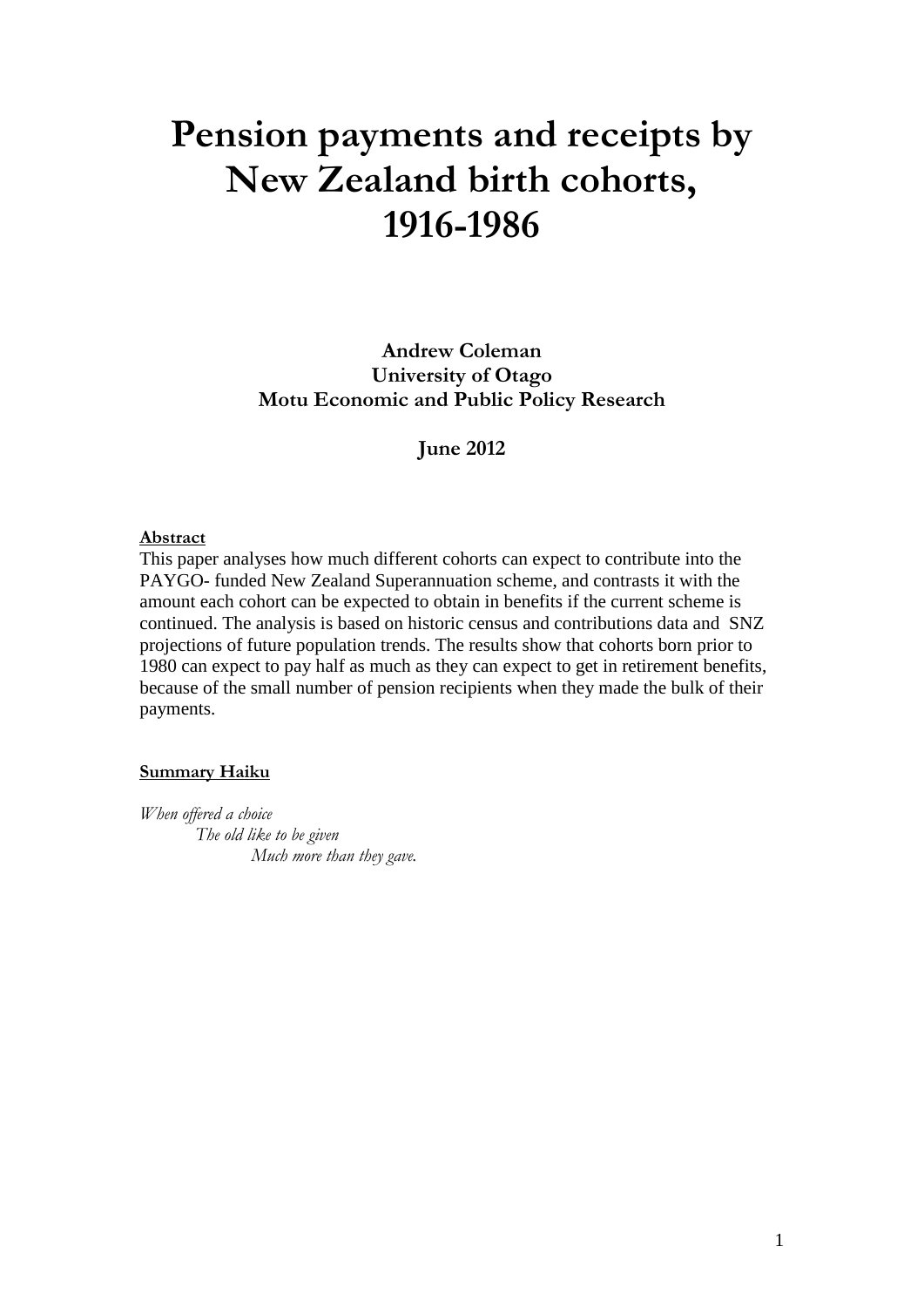# Pension payments and receipts by New Zealand birth cohorts, 1916-1986

**Andrew Coleman**
**University of Otago**
**Motu Economic and Public Policy Research**

**June 2012**

**Abstract**

This paper analyses how much different cohorts can expect to contribute into the PAYGO- funded New Zealand Superannuation scheme, and contrasts it with the amount each cohort can be expected to obtain in benefits if the current scheme is continued. The analysis is based on historic census and contributions data and SNZ projections of future population trends. The results show that cohorts born prior to 1980 can expect to pay half as much as they can expect to get in retirement benefits, because of the small number of pension recipients when they made the bulk of their payments.

**Summary Haiku**

*When offered a choice*
*The old like to be given*
*Much more than they gave.*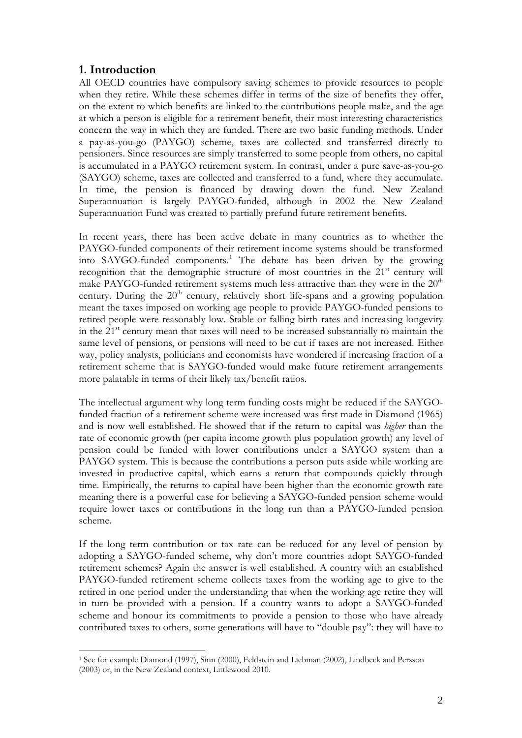## 1. Introduction

All OECD countries have compulsory saving schemes to provide resources to people when they retire. While these schemes differ in terms of the size of benefits they offer, on the extent to which benefits are linked to the contributions people make, and the age at which a person is eligible for a retirement benefit, their most interesting characteristics concern the way in which they are funded. There are two basic funding methods. Under a pay-as-you-go (PAYGO) scheme, taxes are collected and transferred directly to pensioners. Since resources are simply transferred to some people from others, no capital is accumulated in a PAYGO retirement system. In contrast, under a pure save-as-you-go (SAYGO) scheme, taxes are collected and transferred to a fund, where they accumulate. In time, the pension is financed by drawing down the fund. New Zealand Superannuation is largely PAYGO-funded, although in 2002 the New Zealand Superannuation Fund was created to partially prefund future retirement benefits.

In recent years, there has been active debate in many countries as to whether the PAYGO-funded components of their retirement income systems should be transformed into SAYGO-funded components.[1] The debate has been driven by the growing recognition that the demographic structure of most countries in the 21st century will make PAYGO-funded retirement systems much less attractive than they were in the 20th century. During the 20th century, relatively short life-spans and a growing population meant the taxes imposed on working age people to provide PAYGO-funded pensions to retired people were reasonably low. Stable or falling birth rates and increasing longevity in the 21st century mean that taxes will need to be increased substantially to maintain the same level of pensions, or pensions will need to be cut if taxes are not increased. Either way, policy analysts, politicians and economists have wondered if increasing fraction of a retirement scheme that is SAYGO-funded would make future retirement arrangements more palatable in terms of their likely tax/benefit ratios.

The intellectual argument why long term funding costs might be reduced if the SAYGO-funded fraction of a retirement scheme were increased was first made in Diamond (1965) and is now well established. He showed that if the return to capital was *higher* than the rate of economic growth (per capita income growth plus population growth) any level of pension could be funded with lower contributions under a SAYGO system than a PAYGO system. This is because the contributions a person puts aside while working are invested in productive capital, which earns a return that compounds quickly through time. Empirically, the returns to capital have been higher than the economic growth rate meaning there is a powerful case for believing a SAYGO-funded pension scheme would require lower taxes or contributions in the long run than a PAYGO-funded pension scheme.

If the long term contribution or tax rate can be reduced for any level of pension by adopting a SAYGO-funded scheme, why don't more countries adopt SAYGO-funded retirement schemes? Again the answer is well established. A country with an established PAYGO-funded retirement scheme collects taxes from the working age to give to the retired in one period under the understanding that when the working age retire they will in turn be provided with a pension. If a country wants to adopt a SAYGO-funded scheme and honour its commitments to provide a pension to those who have already contributed taxes to others, some generations will have to "double pay": they will have to

[1] See for example Diamond (1997), Sinn (2000), Feldstein and Liebman (2002), Lindbeck and Persson (2003) or, in the New Zealand context, Littlewood 2010.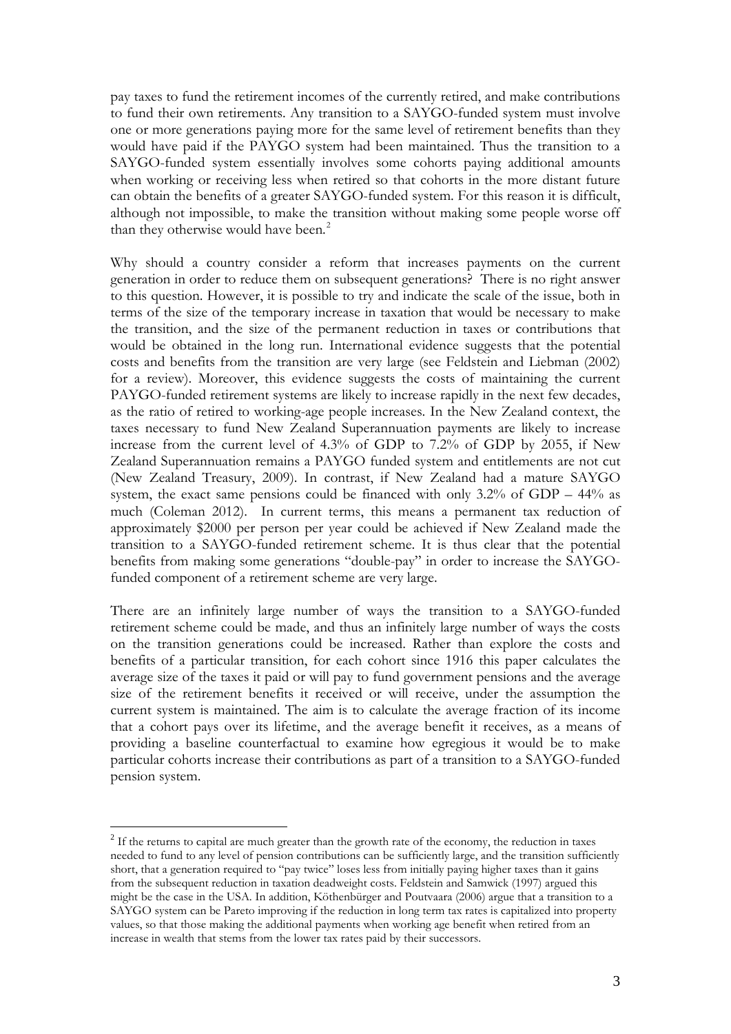pay taxes to fund the retirement incomes of the currently retired, and make contributions to fund their own retirements. Any transition to a SAYGO-funded system must involve one or more generations paying more for the same level of retirement benefits than they would have paid if the PAYGO system had been maintained. Thus the transition to a SAYGO-funded system essentially involves some cohorts paying additional amounts when working or receiving less when retired so that cohorts in the more distant future can obtain the benefits of a greater SAYGO-funded system. For this reason it is difficult, although not impossible, to make the transition without making some people worse off than they otherwise would have been.[2]

Why should a country consider a reform that increases payments on the current generation in order to reduce them on subsequent generations? There is no right answer to this question. However, it is possible to try and indicate the scale of the issue, both in terms of the size of the temporary increase in taxation that would be necessary to make the transition, and the size of the permanent reduction in taxes or contributions that would be obtained in the long run. International evidence suggests that the potential costs and benefits from the transition are very large (see Feldstein and Liebman (2002) for a review). Moreover, this evidence suggests the costs of maintaining the current PAYGO-funded retirement systems are likely to increase rapidly in the next few decades, as the ratio of retired to working-age people increases. In the New Zealand context, the taxes necessary to fund New Zealand Superannuation payments are likely to increase increase from the current level of 4.3% of GDP to 7.2% of GDP by 2055, if New Zealand Superannuation remains a PAYGO funded system and entitlements are not cut (New Zealand Treasury, 2009). In contrast, if New Zealand had a mature SAYGO system, the exact same pensions could be financed with only 3.2% of GDP – 44% as much (Coleman 2012). In current terms, this means a permanent tax reduction of approximately $2000 per person per year could be achieved if New Zealand made the transition to a SAYGO-funded retirement scheme. It is thus clear that the potential benefits from making some generations "double-pay" in order to increase the SAYGO-funded component of a retirement scheme are very large.

There are an infinitely large number of ways the transition to a SAYGO-funded retirement scheme could be made, and thus an infinitely large number of ways the costs on the transition generations could be increased. Rather than explore the costs and benefits of a particular transition, for each cohort since 1916 this paper calculates the average size of the taxes it paid or will pay to fund government pensions and the average size of the retirement benefits it received or will receive, under the assumption the current system is maintained. The aim is to calculate the average fraction of its income that a cohort pays over its lifetime, and the average benefit it receives, as a means of providing a baseline counterfactual to examine how egregious it would be to make particular cohorts increase their contributions as part of a transition to a SAYGO-funded pension system.

---

[2] If the returns to capital are much greater than the growth rate of the economy, the reduction in taxes needed to fund to any level of pension contributions can be sufficiently large, and the transition sufficiently short, that a generation required to "pay twice" loses less from initially paying higher taxes than it gains from the subsequent reduction in taxation deadweight costs. Feldstein and Samwick (1997) argued this might be the case in the USA. In addition, Köthenbürger and Poutvaara (2006) argue that a transition to a SAYGO system can be Pareto improving if the reduction in long term tax rates is capitalized into property values, so that those making the additional payments when working age benefit when retired from an increase in wealth that stems from the lower tax rates paid by their successors.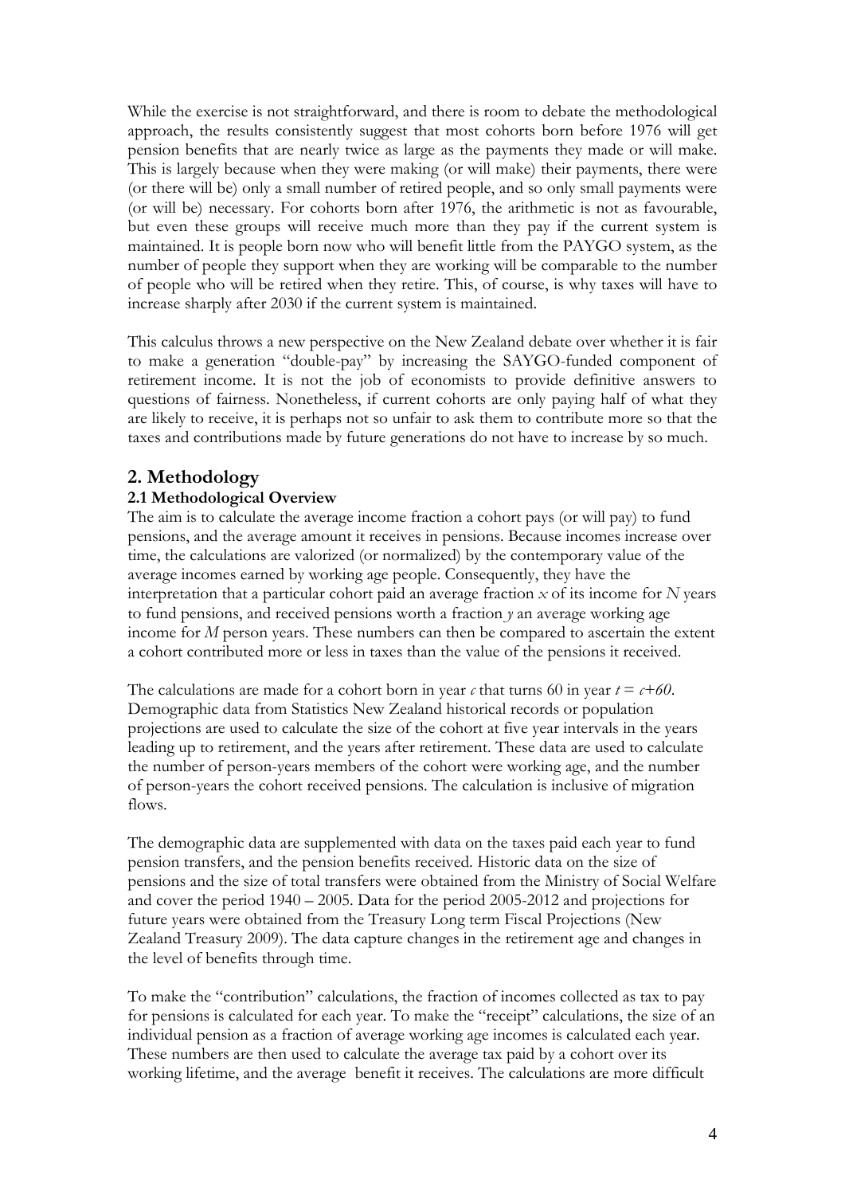While the exercise is not straightforward, and there is room to debate the methodological approach, the results consistently suggest that most cohorts born before 1976 will get pension benefits that are nearly twice as large as the payments they made or will make. This is largely because when they were making (or will make) their payments, there were (or there will be) only a small number of retired people, and so only small payments were (or will be) necessary. For cohorts born after 1976, the arithmetic is not as favourable, but even these groups will receive much more than they pay if the current system is maintained. It is people born now who will benefit little from the PAYGO system, as the number of people they support when they are working will be comparable to the number of people who will be retired when they retire. This, of course, is why taxes will have to increase sharply after 2030 if the current system is maintained.

This calculus throws a new perspective on the New Zealand debate over whether it is fair to make a generation "double-pay" by increasing the SAYGO-funded component of retirement income. It is not the job of economists to provide definitive answers to questions of fairness. Nonetheless, if current cohorts are only paying half of what they are likely to receive, it is perhaps not so unfair to ask them to contribute more so that the taxes and contributions made by future generations do not have to increase by so much.

## 2. Methodology

### 2.1 Methodological Overview

The aim is to calculate the average income fraction a cohort pays (or will pay) to fund pensions, and the average amount it receives in pensions. Because incomes increase over time, the calculations are valorized (or normalized) by the contemporary value of the average incomes earned by working age people. Consequently, they have the interpretation that a particular cohort paid an average fraction $x$ of its income for $N$ years to fund pensions, and received pensions worth a fraction $y$ an average working age income for $M$ person years. These numbers can then be compared to ascertain the extent a cohort contributed more or less in taxes than the value of the pensions it received.

The calculations are made for a cohort born in year $c$ that turns 60 in year $t = c+60$. Demographic data from Statistics New Zealand historical records or population projections are used to calculate the size of the cohort at five year intervals in the years leading up to retirement, and the years after retirement. These data are used to calculate the number of person-years members of the cohort were working age, and the number of person-years the cohort received pensions. The calculation is inclusive of migration flows.

The demographic data are supplemented with data on the taxes paid each year to fund pension transfers, and the pension benefits received. Historic data on the size of pensions and the size of total transfers were obtained from the Ministry of Social Welfare and cover the period 1940 – 2005. Data for the period 2005-2012 and projections for future years were obtained from the Treasury Long term Fiscal Projections (New Zealand Treasury 2009). The data capture changes in the retirement age and changes in the level of benefits through time.

To make the "contribution" calculations, the fraction of incomes collected as tax to pay for pensions is calculated for each year. To make the "receipt" calculations, the size of an individual pension as a fraction of average working age incomes is calculated each year. These numbers are then used to calculate the average tax paid by a cohort over its working lifetime, and the average benefit it receives. The calculations are more difficult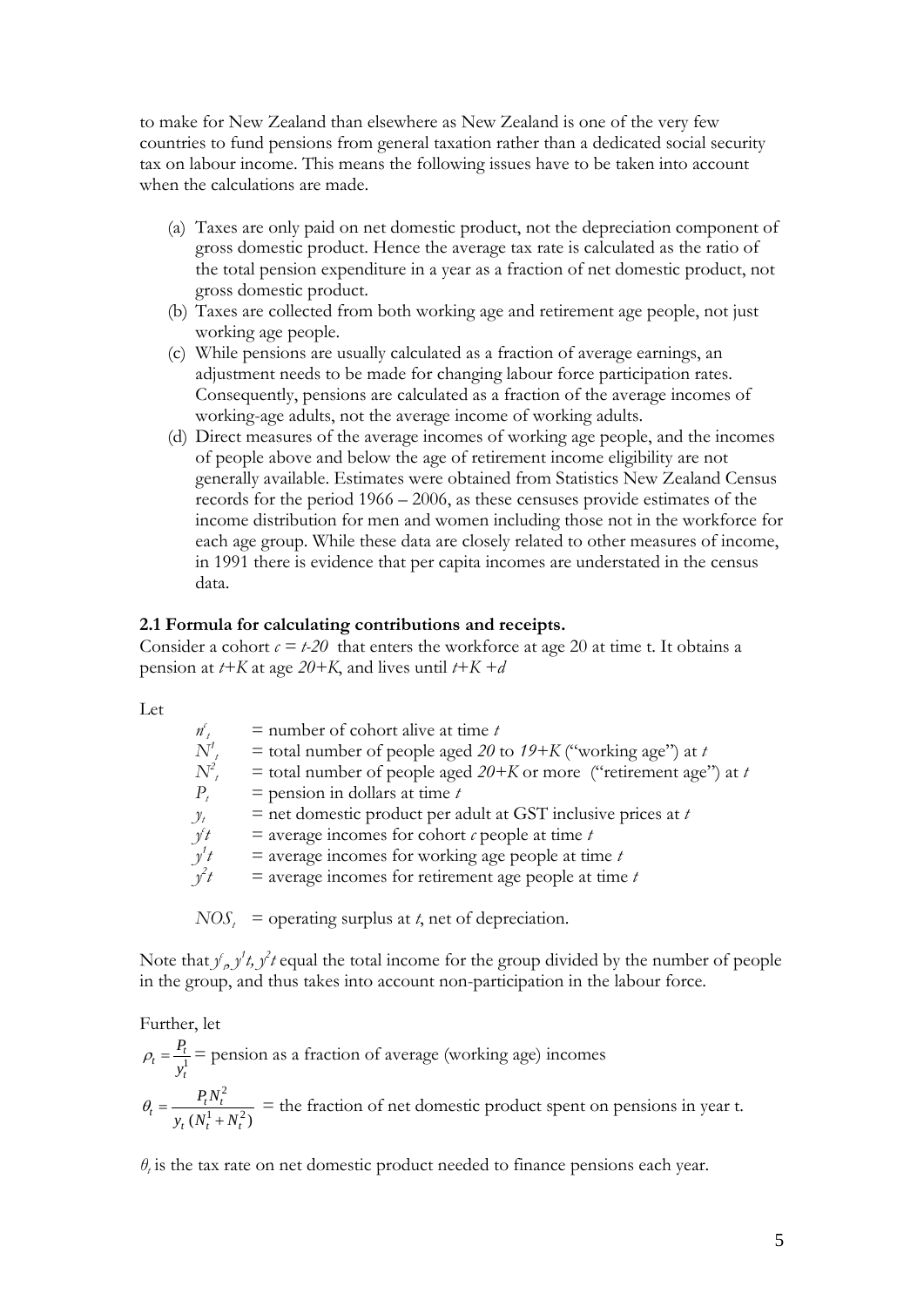to make for New Zealand than elsewhere as New Zealand is one of the very few countries to fund pensions from general taxation rather than a dedicated social security tax on labour income. This means the following issues have to be taken into account when the calculations are made.

(a) Taxes are only paid on net domestic product, not the depreciation component of gross domestic product. Hence the average tax rate is calculated as the ratio of the total pension expenditure in a year as a fraction of net domestic product, not gross domestic product.
(b) Taxes are collected from both working age and retirement age people, not just working age people.
(c) While pensions are usually calculated as a fraction of average earnings, an adjustment needs to be made for changing labour force participation rates. Consequently, pensions are calculated as a fraction of the average incomes of working-age adults, not the average income of working adults.
(d) Direct measures of the average incomes of working age people, and the incomes of people above and below the age of retirement income eligibility are not generally available. Estimates were obtained from Statistics New Zealand Census records for the period 1966 – 2006, as these censuses provide estimates of the income distribution for men and women including those not in the workforce for each age group. While these data are closely related to other measures of income, in 1991 there is evidence that per capita incomes are understated in the census data.

**2.1 Formula for calculating contributions and receipts.**

Consider a cohort $c = t\text{-}20$ that enters the workforce at age 20 at time t. It obtains a pension at $t+K$ at age $20+K$, and lives until $t+K+d$

Let

$n^c_t$ = number of cohort alive at time $t$

$N^1_t$ = total number of people aged $20$ to $19+K$ ("working age") at $t$

$N^2_t$ = total number of people aged $20+K$ or more ("retirement age") at $t$

$P_t$ = pension in dollars at time $t$

$y_t$ = net domestic product per adult at GST inclusive prices at $t$

$y^c t$ = average incomes for cohort $c$ people at time $t$

$y^1 t$ = average incomes for working age people at time $t$

$y^2 t$ = average incomes for retirement age people at time $t$

$NOS_t$ = operating surplus at $t$, net of depreciation.

Note that $y^c_t$, $y^1 t$, $y^2 t$ equal the total income for the group divided by the number of people in the group, and thus takes into account non-participation in the labour force.

Further, let

$\rho_t = \dfrac{P_t}{y^1_t}$ = pension as a fraction of average (working age) incomes

$\theta_t = \dfrac{P_t N^2_t}{y_t\,(N^1_t + N^2_t)}$ = the fraction of net domestic product spent on pensions in year t.

$\theta_t$ is the tax rate on net domestic product needed to finance pensions each year.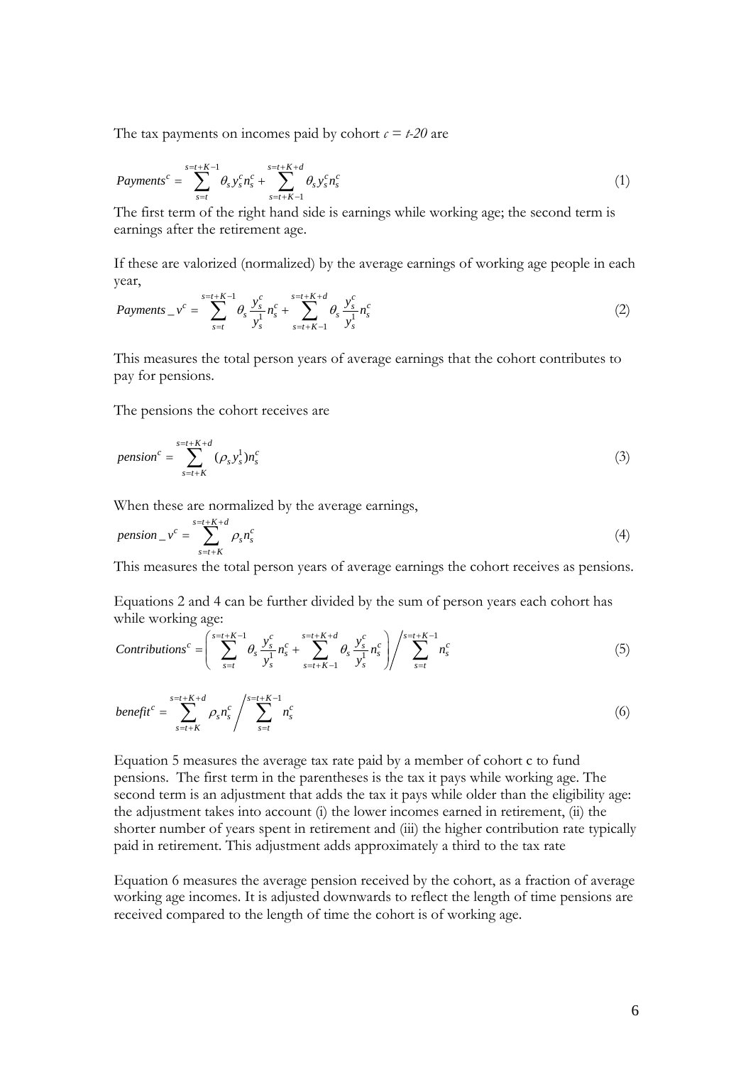The tax payments on incomes paid by cohort $c = t\text{-}20$ are

$$Payments^c = \sum_{s=t}^{s=t+K-1} \theta_s y_s^c n_s^c + \sum_{s=t+K-1}^{s=t+K+d} \theta_s y_s^c n_s^c \tag{1}$$

The first term of the right hand side is earnings while working age; the second term is earnings after the retirement age.

If these are valorized (normalized) by the average earnings of working age people in each year,

$$Payments\_v^c = \sum_{s=t}^{s=t+K-1} \theta_s \frac{y_s^c}{y_s^1} n_s^c + \sum_{s=t+K-1}^{s=t+K+d} \theta_s \frac{y_s^c}{y_s^1} n_s^c \tag{2}$$

This measures the total person years of average earnings that the cohort contributes to pay for pensions.

The pensions the cohort receives are

$$pension^c = \sum_{s=t+K}^{s=t+K+d} (\rho_s y_s^1) n_s^c \tag{3}$$

When these are normalized by the average earnings,

$$pension\_v^c = \sum_{s=t+K}^{s=t+K+d} \rho_s n_s^c \tag{4}$$

This measures the total person years of average earnings the cohort receives as pensions.

Equations 2 and 4 can be further divided by the sum of person years each cohort has while working age:

$$Contributions^c = \left( \sum_{s=t}^{s=t+K-1} \theta_s \frac{y_s^c}{y_s^1} n_s^c + \sum_{s=t+K-1}^{s=t+K+d} \theta_s \frac{y_s^c}{y_s^1} n_s^c \right) \Bigg/ \sum_{s=t}^{s=t+K-1} n_s^c \tag{5}$$

$$benefit^c = \sum_{s=t+K}^{s=t+K+d} \rho_s n_s^c \Bigg/ \sum_{s=t}^{s=t+K-1} n_s^c \tag{6}$$

Equation 5 measures the average tax rate paid by a member of cohort c to fund pensions. The first term in the parentheses is the tax it pays while working age. The second term is an adjustment that adds the tax it pays while older than the eligibility age: the adjustment takes into account (i) the lower incomes earned in retirement, (ii) the shorter number of years spent in retirement and (iii) the higher contribution rate typically paid in retirement. This adjustment adds approximately a third to the tax rate

Equation 6 measures the average pension received by the cohort, as a fraction of average working age incomes. It is adjusted downwards to reflect the length of time pensions are received compared to the length of time the cohort is of working age.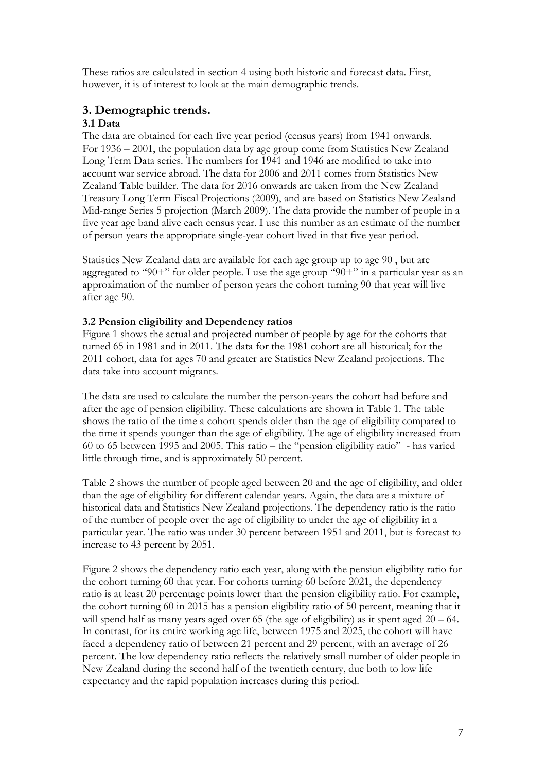These ratios are calculated in section 4 using both historic and forecast data. First, however, it is of interest to look at the main demographic trends.

## 3. Demographic trends.

### 3.1 Data

The data are obtained for each five year period (census years) from 1941 onwards. For 1936 – 2001, the population data by age group come from Statistics New Zealand Long Term Data series. The numbers for 1941 and 1946 are modified to take into account war service abroad. The data for 2006 and 2011 comes from Statistics New Zealand Table builder. The data for 2016 onwards are taken from the New Zealand Treasury Long Term Fiscal Projections (2009), and are based on Statistics New Zealand Mid-range Series 5 projection (March 2009). The data provide the number of people in a five year age band alive each census year. I use this number as an estimate of the number of person years the appropriate single-year cohort lived in that five year period.

Statistics New Zealand data are available for each age group up to age 90 , but are aggregated to "90+" for older people. I use the age group "90+" in a particular year as an approximation of the number of person years the cohort turning 90 that year will live after age 90.

### 3.2 Pension eligibility and Dependency ratios

Figure 1 shows the actual and projected number of people by age for the cohorts that turned 65 in 1981 and in 2011. The data for the 1981 cohort are all historical; for the 2011 cohort, data for ages 70 and greater are Statistics New Zealand projections. The data take into account migrants.

The data are used to calculate the number the person-years the cohort had before and after the age of pension eligibility. These calculations are shown in Table 1. The table shows the ratio of the time a cohort spends older than the age of eligibility compared to the time it spends younger than the age of eligibility. The age of eligibility increased from 60 to 65 between 1995 and 2005. This ratio – the "pension eligibility ratio" - has varied little through time, and is approximately 50 percent.

Table 2 shows the number of people aged between 20 and the age of eligibility, and older than the age of eligibility for different calendar years. Again, the data are a mixture of historical data and Statistics New Zealand projections. The dependency ratio is the ratio of the number of people over the age of eligibility to under the age of eligibility in a particular year. The ratio was under 30 percent between 1951 and 2011, but is forecast to increase to 43 percent by 2051.

Figure 2 shows the dependency ratio each year, along with the pension eligibility ratio for the cohort turning 60 that year. For cohorts turning 60 before 2021, the dependency ratio is at least 20 percentage points lower than the pension eligibility ratio. For example, the cohort turning 60 in 2015 has a pension eligibility ratio of 50 percent, meaning that it will spend half as many years aged over 65 (the age of eligibility) as it spent aged 20 – 64. In contrast, for its entire working age life, between 1975 and 2025, the cohort will have faced a dependency ratio of between 21 percent and 29 percent, with an average of 26 percent. The low dependency ratio reflects the relatively small number of older people in New Zealand during the second half of the twentieth century, due both to low life expectancy and the rapid population increases during this period.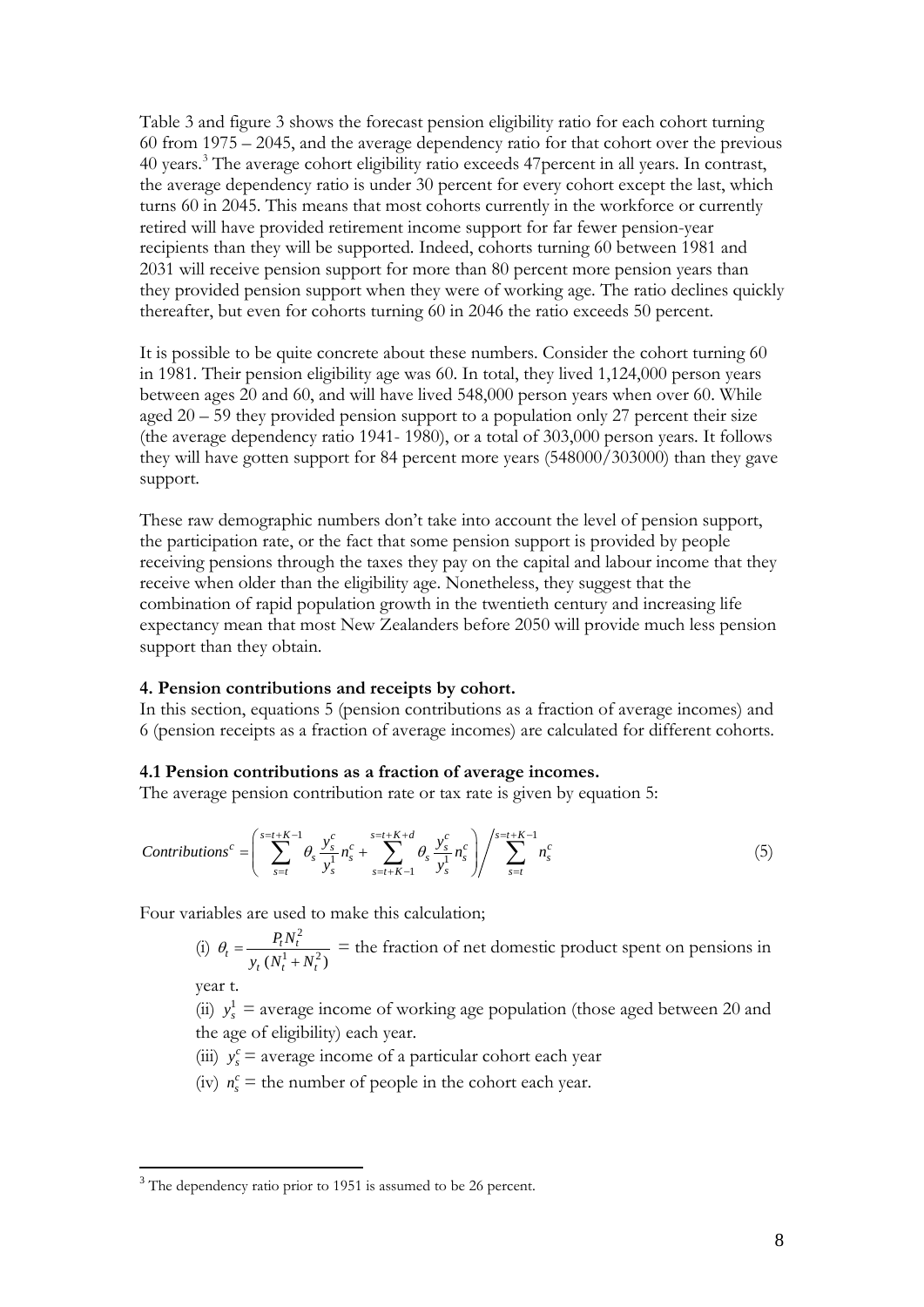Table 3 and figure 3 shows the forecast pension eligibility ratio for each cohort turning 60 from 1975 – 2045, and the average dependency ratio for that cohort over the previous 40 years.[3] The average cohort eligibility ratio exceeds 47percent in all years. In contrast, the average dependency ratio is under 30 percent for every cohort except the last, which turns 60 in 2045. This means that most cohorts currently in the workforce or currently retired will have provided retirement income support for far fewer pension-year recipients than they will be supported. Indeed, cohorts turning 60 between 1981 and 2031 will receive pension support for more than 80 percent more pension years than they provided pension support when they were of working age. The ratio declines quickly thereafter, but even for cohorts turning 60 in 2046 the ratio exceeds 50 percent.

It is possible to be quite concrete about these numbers. Consider the cohort turning 60 in 1981. Their pension eligibility age was 60. In total, they lived 1,124,000 person years between ages 20 and 60, and will have lived 548,000 person years when over 60. While aged 20 – 59 they provided pension support to a population only 27 percent their size (the average dependency ratio 1941- 1980), or a total of 303,000 person years. It follows they will have gotten support for 84 percent more years (548000/303000) than they gave support.

These raw demographic numbers don't take into account the level of pension support, the participation rate, or the fact that some pension support is provided by people receiving pensions through the taxes they pay on the capital and labour income that they receive when older than the eligibility age. Nonetheless, they suggest that the combination of rapid population growth in the twentieth century and increasing life expectancy mean that most New Zealanders before 2050 will provide much less pension support than they obtain.

**4. Pension contributions and receipts by cohort.**

In this section, equations 5 (pension contributions as a fraction of average incomes) and 6 (pension receipts as a fraction of average incomes) are calculated for different cohorts.

**4.1 Pension contributions as a fraction of average incomes.**

The average pension contribution rate or tax rate is given by equation 5:

$$Contributions^c = \left( \sum_{s=t}^{s=t+K-1} \theta_s \frac{y_s^c}{y_s^1} n_s^c + \sum_{s=t+K-1}^{s=t+K+d} \theta_s \frac{y_s^c}{y_s^1} n_s^c \right) \Bigg/ \sum_{s=t}^{s=t+K-1} n_s^c \tag{5}$$

Four variables are used to make this calculation;

(i) $\theta_t = \dfrac{P_t N_t^2}{y_t (N_t^1 + N_t^2)}$ = the fraction of net domestic product spent on pensions in year t.

(ii) $y_s^1$ = average income of working age population (those aged between 20 and the age of eligibility) each year.

(iii) $y_s^c$ = average income of a particular cohort each year

(iv) $n_s^c$ = the number of people in the cohort each year.

---

[3] The dependency ratio prior to 1951 is assumed to be 26 percent.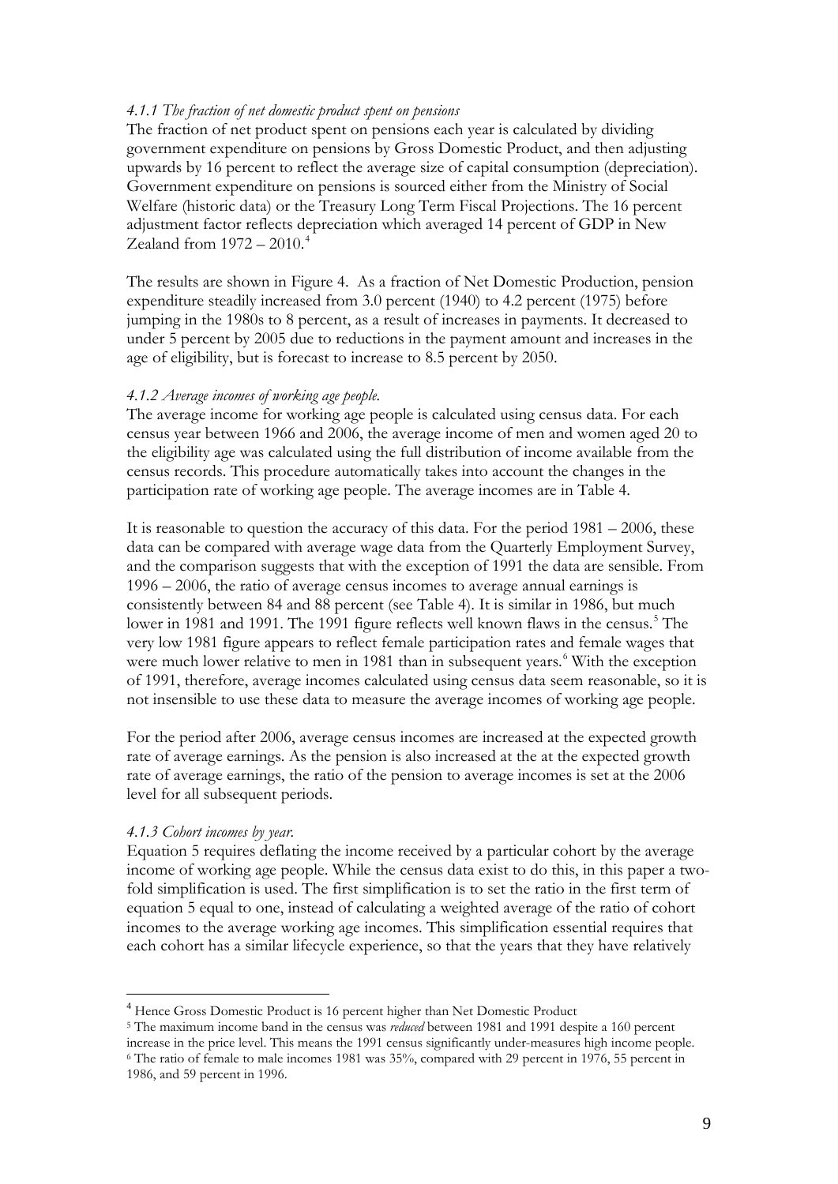#### *4.1.1 The fraction of net domestic product spent on pensions*

The fraction of net product spent on pensions each year is calculated by dividing government expenditure on pensions by Gross Domestic Product, and then adjusting upwards by 16 percent to reflect the average size of capital consumption (depreciation). Government expenditure on pensions is sourced either from the Ministry of Social Welfare (historic data) or the Treasury Long Term Fiscal Projections. The 16 percent adjustment factor reflects depreciation which averaged 14 percent of GDP in New Zealand from 1972 – 2010.[4]

The results are shown in Figure 4. As a fraction of Net Domestic Production, pension expenditure steadily increased from 3.0 percent (1940) to 4.2 percent (1975) before jumping in the 1980s to 8 percent, as a result of increases in payments. It decreased to under 5 percent by 2005 due to reductions in the payment amount and increases in the age of eligibility, but is forecast to increase to 8.5 percent by 2050.

#### *4.1.2 Average incomes of working age people.*

The average income for working age people is calculated using census data. For each census year between 1966 and 2006, the average income of men and women aged 20 to the eligibility age was calculated using the full distribution of income available from the census records. This procedure automatically takes into account the changes in the participation rate of working age people. The average incomes are in Table 4.

It is reasonable to question the accuracy of this data. For the period 1981 – 2006, these data can be compared with average wage data from the Quarterly Employment Survey, and the comparison suggests that with the exception of 1991 the data are sensible. From 1996 – 2006, the ratio of average census incomes to average annual earnings is consistently between 84 and 88 percent (see Table 4). It is similar in 1986, but much lower in 1981 and 1991. The 1991 figure reflects well known flaws in the census.[5] The very low 1981 figure appears to reflect female participation rates and female wages that were much lower relative to men in 1981 than in subsequent years.[6] With the exception of 1991, therefore, average incomes calculated using census data seem reasonable, so it is not insensible to use these data to measure the average incomes of working age people.

For the period after 2006, average census incomes are increased at the expected growth rate of average earnings. As the pension is also increased at the at the expected growth rate of average earnings, the ratio of the pension to average incomes is set at the 2006 level for all subsequent periods.

#### *4.1.3 Cohort incomes by year.*

Equation 5 requires deflating the income received by a particular cohort by the average income of working age people. While the census data exist to do this, in this paper a two-fold simplification is used. The first simplification is to set the ratio in the first term of equation 5 equal to one, instead of calculating a weighted average of the ratio of cohort incomes to the average working age incomes. This simplification essential requires that each cohort has a similar lifecycle experience, so that the years that they have relatively

---

[4] Hence Gross Domestic Product is 16 percent higher than Net Domestic Product

[5] The maximum income band in the census was *reduced* between 1981 and 1991 despite a 160 percent increase in the price level. This means the 1991 census significantly under-measures high income people.

[6] The ratio of female to male incomes 1981 was 35%, compared with 29 percent in 1976, 55 percent in 1986, and 59 percent in 1996.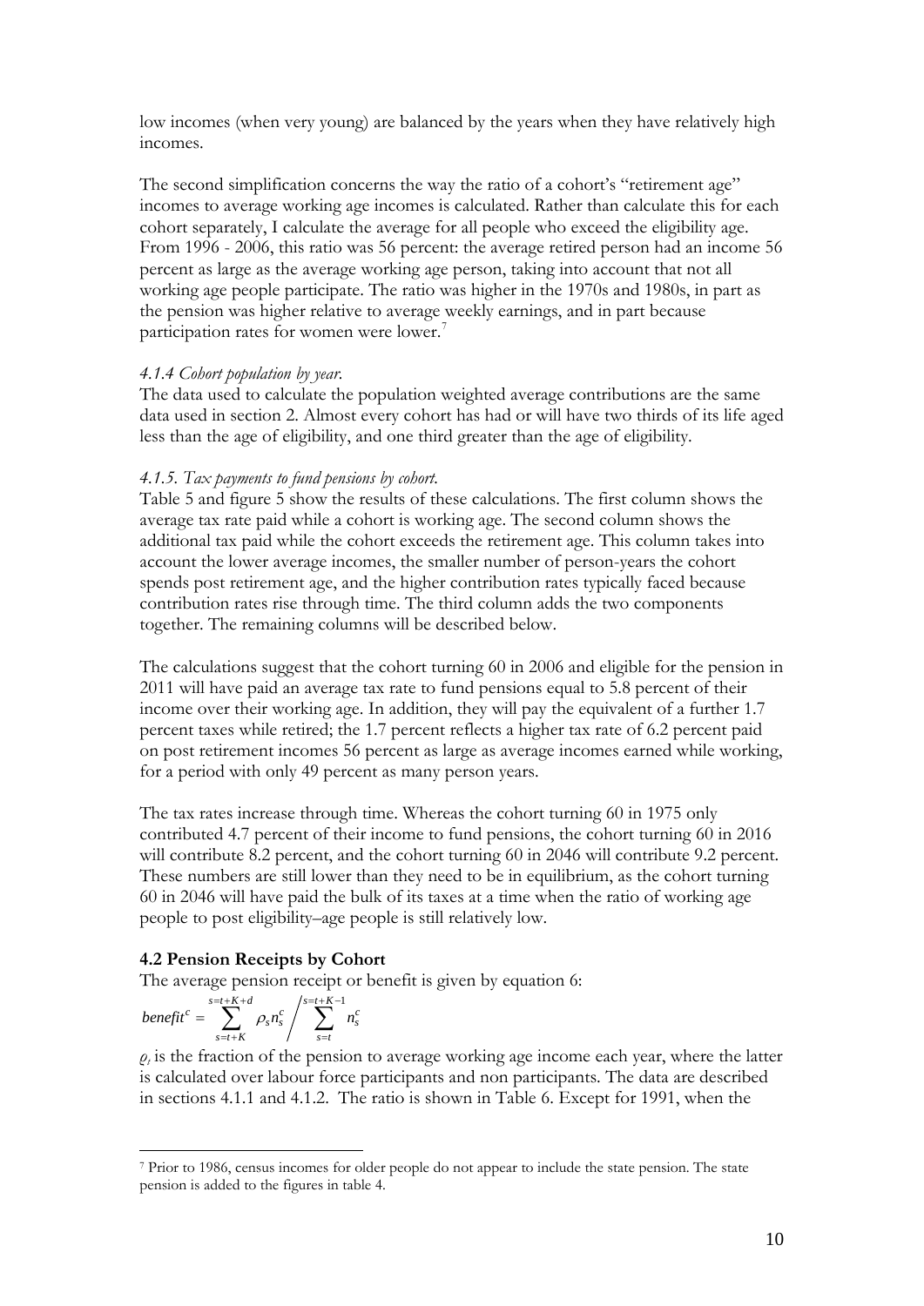low incomes (when very young) are balanced by the years when they have relatively high incomes.

The second simplification concerns the way the ratio of a cohort's "retirement age" incomes to average working age incomes is calculated. Rather than calculate this for each cohort separately, I calculate the average for all people who exceed the eligibility age. From 1996 - 2006, this ratio was 56 percent: the average retired person had an income 56 percent as large as the average working age person, taking into account that not all working age people participate. The ratio was higher in the 1970s and 1980s, in part as the pension was higher relative to average weekly earnings, and in part because participation rates for women were lower.[7]

#### *4.1.4 Cohort population by year.*

The data used to calculate the population weighted average contributions are the same data used in section 2. Almost every cohort has had or will have two thirds of its life aged less than the age of eligibility, and one third greater than the age of eligibility.

#### *4.1.5. Tax payments to fund pensions by cohort.*

Table 5 and figure 5 show the results of these calculations. The first column shows the average tax rate paid while a cohort is working age. The second column shows the additional tax paid while the cohort exceeds the retirement age. This column takes into account the lower average incomes, the smaller number of person-years the cohort spends post retirement age, and the higher contribution rates typically faced because contribution rates rise through time. The third column adds the two components together. The remaining columns will be described below.

The calculations suggest that the cohort turning 60 in 2006 and eligible for the pension in 2011 will have paid an average tax rate to fund pensions equal to 5.8 percent of their income over their working age. In addition, they will pay the equivalent of a further 1.7 percent taxes while retired; the 1.7 percent reflects a higher tax rate of 6.2 percent paid on post retirement incomes 56 percent as large as average incomes earned while working, for a period with only 49 percent as many person years.

The tax rates increase through time. Whereas the cohort turning 60 in 1975 only contributed 4.7 percent of their income to fund pensions, the cohort turning 60 in 2016 will contribute 8.2 percent, and the cohort turning 60 in 2046 will contribute 9.2 percent. These numbers are still lower than they need to be in equilibrium, as the cohort turning 60 in 2046 will have paid the bulk of its taxes at a time when the ratio of working age people to post eligibility–age people is still relatively low.

### 4.2 Pension Receipts by Cohort

The average pension receipt or benefit is given by equation 6:

$$benefit^c = \sum_{s=t+K}^{s=t+K+d} \rho_s n_s^c \Big/ \sum_{s=t}^{s=t+K-1} n_s^c$$

$\rho_t$ is the fraction of the pension to average working age income each year, where the latter is calculated over labour force participants and non participants. The data are described in sections 4.1.1 and 4.1.2. The ratio is shown in Table 6. Except for 1991, when the

[7] Prior to 1986, census incomes for older people do not appear to include the state pension. The state pension is added to the figures in table 4.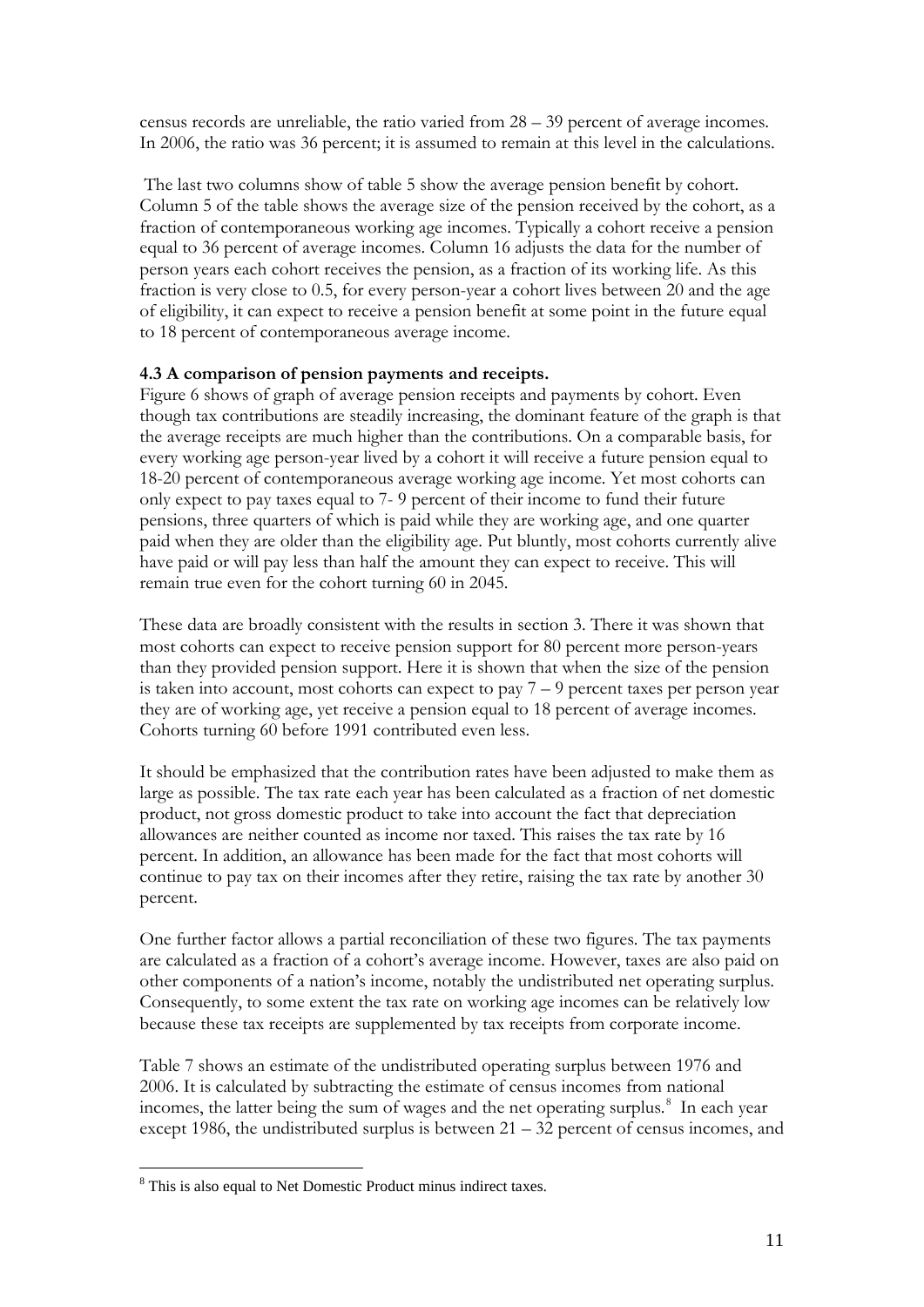census records are unreliable, the ratio varied from 28 – 39 percent of average incomes. In 2006, the ratio was 36 percent; it is assumed to remain at this level in the calculations.

The last two columns show of table 5 show the average pension benefit by cohort. Column 5 of the table shows the average size of the pension received by the cohort, as a fraction of contemporaneous working age incomes. Typically a cohort receive a pension equal to 36 percent of average incomes. Column 16 adjusts the data for the number of person years each cohort receives the pension, as a fraction of its working life. As this fraction is very close to 0.5, for every person-year a cohort lives between 20 and the age of eligibility, it can expect to receive a pension benefit at some point in the future equal to 18 percent of contemporaneous average income.

### 4.3 A comparison of pension payments and receipts.

Figure 6 shows of graph of average pension receipts and payments by cohort. Even though tax contributions are steadily increasing, the dominant feature of the graph is that the average receipts are much higher than the contributions. On a comparable basis, for every working age person-year lived by a cohort it will receive a future pension equal to 18-20 percent of contemporaneous average working age income. Yet most cohorts can only expect to pay taxes equal to 7- 9 percent of their income to fund their future pensions, three quarters of which is paid while they are working age, and one quarter paid when they are older than the eligibility age. Put bluntly, most cohorts currently alive have paid or will pay less than half the amount they can expect to receive. This will remain true even for the cohort turning 60 in 2045.

These data are broadly consistent with the results in section 3. There it was shown that most cohorts can expect to receive pension support for 80 percent more person-years than they provided pension support. Here it is shown that when the size of the pension is taken into account, most cohorts can expect to pay 7 – 9 percent taxes per person year they are of working age, yet receive a pension equal to 18 percent of average incomes. Cohorts turning 60 before 1991 contributed even less.

It should be emphasized that the contribution rates have been adjusted to make them as large as possible. The tax rate each year has been calculated as a fraction of net domestic product, not gross domestic product to take into account the fact that depreciation allowances are neither counted as income nor taxed. This raises the tax rate by 16 percent. In addition, an allowance has been made for the fact that most cohorts will continue to pay tax on their incomes after they retire, raising the tax rate by another 30 percent.

One further factor allows a partial reconciliation of these two figures. The tax payments are calculated as a fraction of a cohort's average income. However, taxes are also paid on other components of a nation's income, notably the undistributed net operating surplus. Consequently, to some extent the tax rate on working age incomes can be relatively low because these tax receipts are supplemented by tax receipts from corporate income.

Table 7 shows an estimate of the undistributed operating surplus between 1976 and 2006. It is calculated by subtracting the estimate of census incomes from national incomes, the latter being the sum of wages and the net operating surplus.[8] In each year except 1986, the undistributed surplus is between 21 – 32 percent of census incomes, and

[8] This is also equal to Net Domestic Product minus indirect taxes.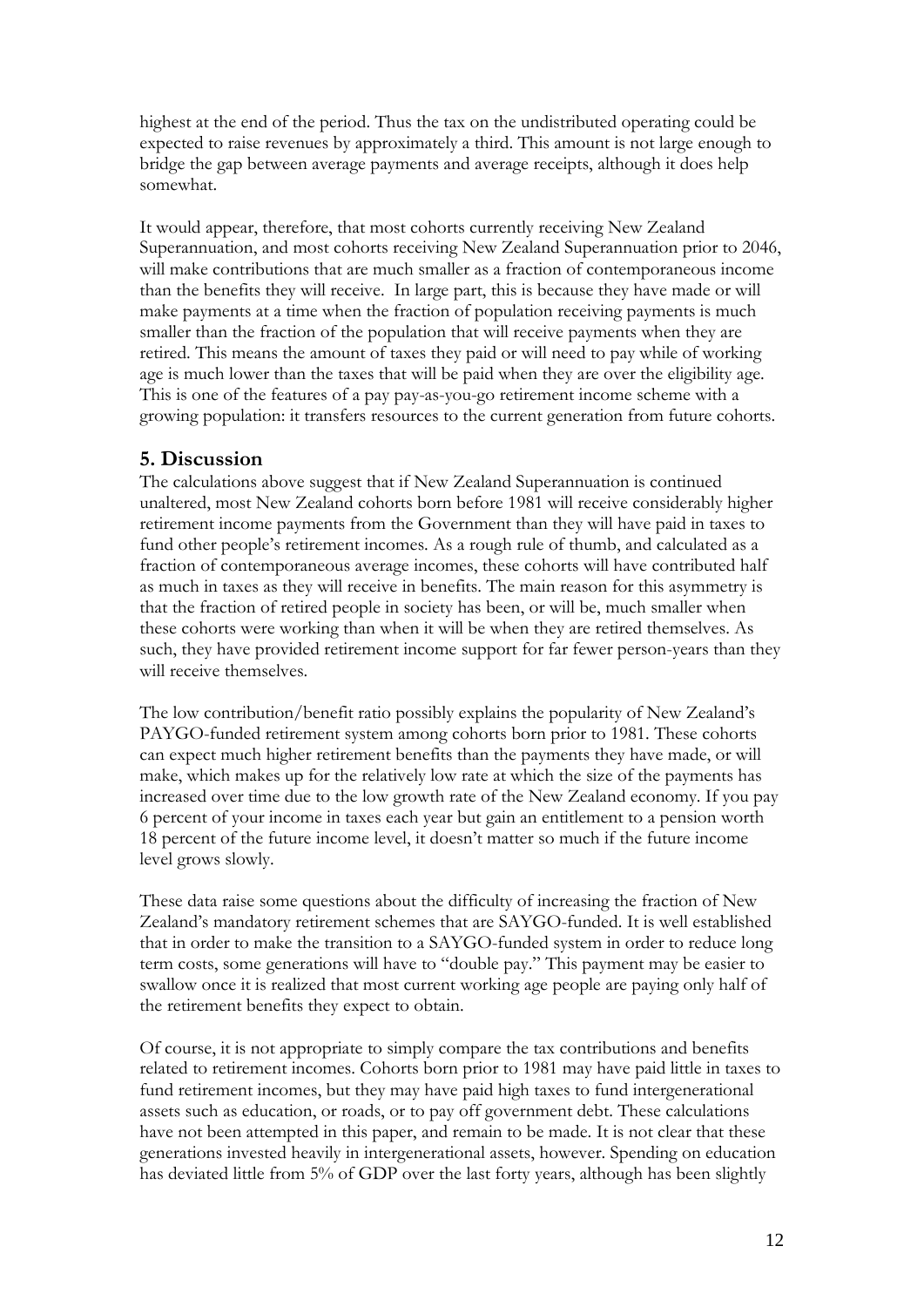highest at the end of the period. Thus the tax on the undistributed operating could be expected to raise revenues by approximately a third. This amount is not large enough to bridge the gap between average payments and average receipts, although it does help somewhat.

It would appear, therefore, that most cohorts currently receiving New Zealand Superannuation, and most cohorts receiving New Zealand Superannuation prior to 2046, will make contributions that are much smaller as a fraction of contemporaneous income than the benefits they will receive. In large part, this is because they have made or will make payments at a time when the fraction of population receiving payments is much smaller than the fraction of the population that will receive payments when they are retired. This means the amount of taxes they paid or will need to pay while of working age is much lower than the taxes that will be paid when they are over the eligibility age. This is one of the features of a pay pay-as-you-go retirement income scheme with a growing population: it transfers resources to the current generation from future cohorts.

## 5. Discussion

The calculations above suggest that if New Zealand Superannuation is continued unaltered, most New Zealand cohorts born before 1981 will receive considerably higher retirement income payments from the Government than they will have paid in taxes to fund other people's retirement incomes. As a rough rule of thumb, and calculated as a fraction of contemporaneous average incomes, these cohorts will have contributed half as much in taxes as they will receive in benefits. The main reason for this asymmetry is that the fraction of retired people in society has been, or will be, much smaller when these cohorts were working than when it will be when they are retired themselves. As such, they have provided retirement income support for far fewer person-years than they will receive themselves.

The low contribution/benefit ratio possibly explains the popularity of New Zealand's PAYGO-funded retirement system among cohorts born prior to 1981. These cohorts can expect much higher retirement benefits than the payments they have made, or will make, which makes up for the relatively low rate at which the size of the payments has increased over time due to the low growth rate of the New Zealand economy. If you pay 6 percent of your income in taxes each year but gain an entitlement to a pension worth 18 percent of the future income level, it doesn't matter so much if the future income level grows slowly.

These data raise some questions about the difficulty of increasing the fraction of New Zealand's mandatory retirement schemes that are SAYGO-funded. It is well established that in order to make the transition to a SAYGO-funded system in order to reduce long term costs, some generations will have to "double pay." This payment may be easier to swallow once it is realized that most current working age people are paying only half of the retirement benefits they expect to obtain.

Of course, it is not appropriate to simply compare the tax contributions and benefits related to retirement incomes. Cohorts born prior to 1981 may have paid little in taxes to fund retirement incomes, but they may have paid high taxes to fund intergenerational assets such as education, or roads, or to pay off government debt. These calculations have not been attempted in this paper, and remain to be made. It is not clear that these generations invested heavily in intergenerational assets, however. Spending on education has deviated little from 5% of GDP over the last forty years, although has been slightly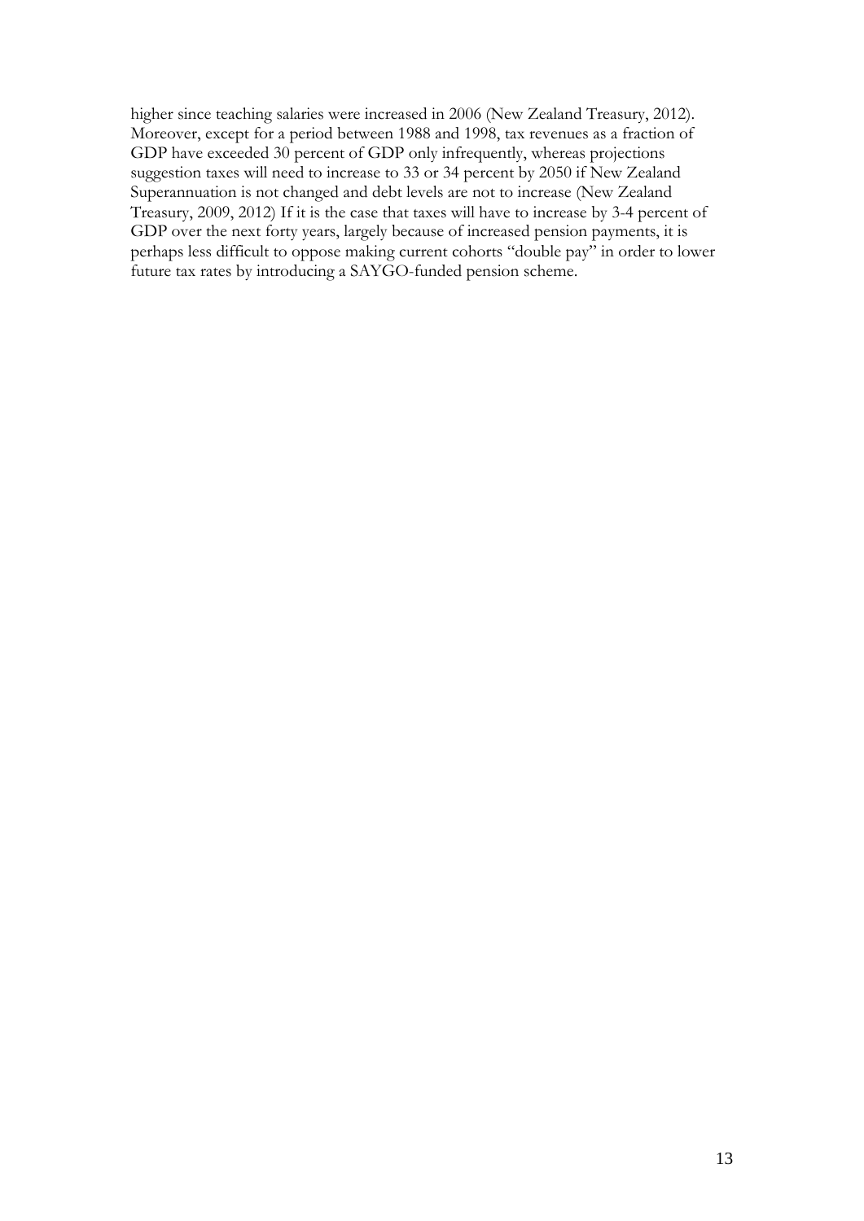higher since teaching salaries were increased in 2006 (New Zealand Treasury, 2012). Moreover, except for a period between 1988 and 1998, tax revenues as a fraction of GDP have exceeded 30 percent of GDP only infrequently, whereas projections suggestion taxes will need to increase to 33 or 34 percent by 2050 if New Zealand Superannuation is not changed and debt levels are not to increase (New Zealand Treasury, 2009, 2012) If it is the case that taxes will have to increase by 3-4 percent of GDP over the next forty years, largely because of increased pension payments, it is perhaps less difficult to oppose making current cohorts "double pay" in order to lower future tax rates by introducing a SAYGO-funded pension scheme.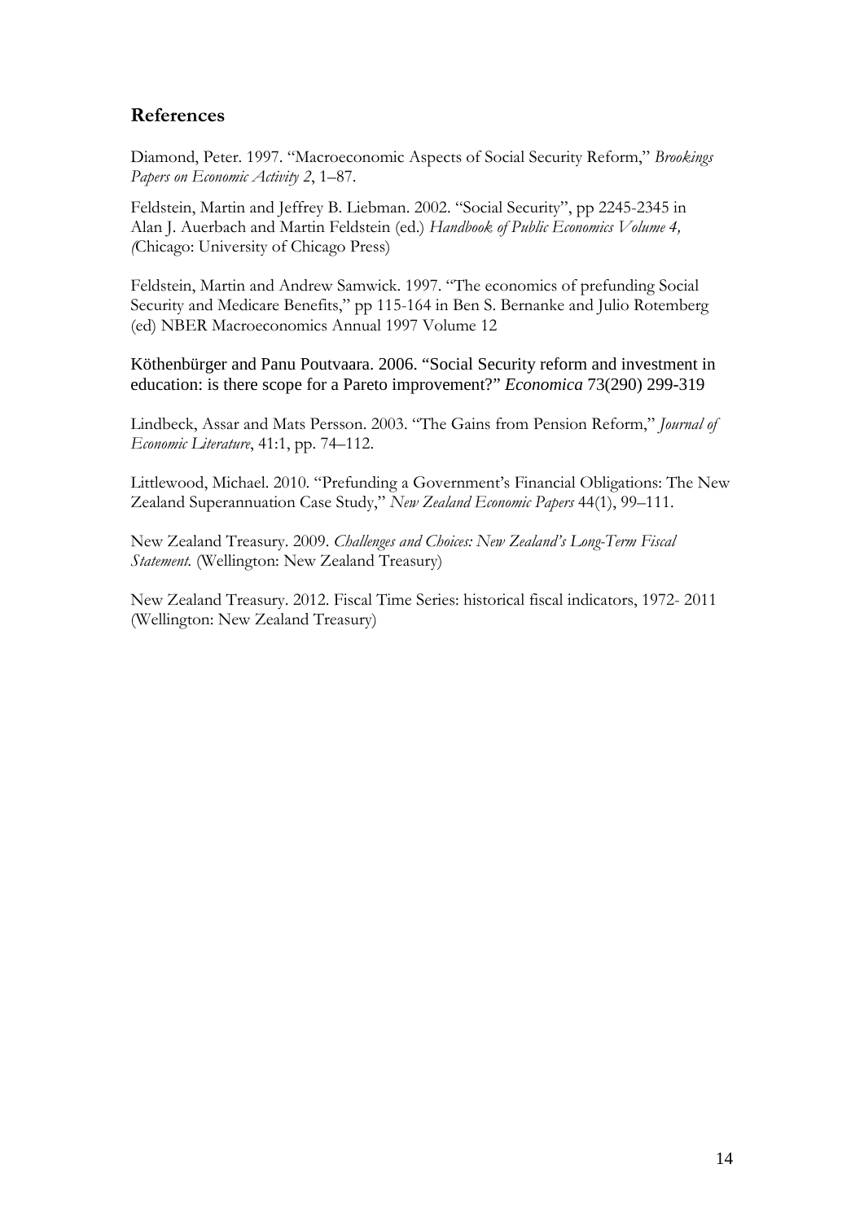## References

Diamond, Peter. 1997. "Macroeconomic Aspects of Social Security Reform," *Brookings Papers on Economic Activity 2*, 1–87.

Feldstein, Martin and Jeffrey B. Liebman. 2002. "Social Security", pp 2245-2345 in Alan J. Auerbach and Martin Feldstein (ed.) *Handbook of Public Economics Volume 4, (*Chicago: University of Chicago Press)

Feldstein, Martin and Andrew Samwick. 1997. "The economics of prefunding Social Security and Medicare Benefits," pp 115-164 in Ben S. Bernanke and Julio Rotemberg (ed) NBER Macroeconomics Annual 1997 Volume 12

Köthenbürger and Panu Poutvaara. 2006. "Social Security reform and investment in education: is there scope for a Pareto improvement?" *Economica* 73(290) 299-319

Lindbeck, Assar and Mats Persson. 2003. "The Gains from Pension Reform," *Journal of Economic Literature*, 41:1, pp. 74–112.

Littlewood, Michael. 2010. "Prefunding a Government's Financial Obligations: The New Zealand Superannuation Case Study," *New Zealand Economic Papers* 44(1), 99–111.

New Zealand Treasury. 2009. *Challenges and Choices: New Zealand's Long-Term Fiscal Statement.* (Wellington: New Zealand Treasury)

New Zealand Treasury. 2012. Fiscal Time Series: historical fiscal indicators, 1972- 2011 (Wellington: New Zealand Treasury)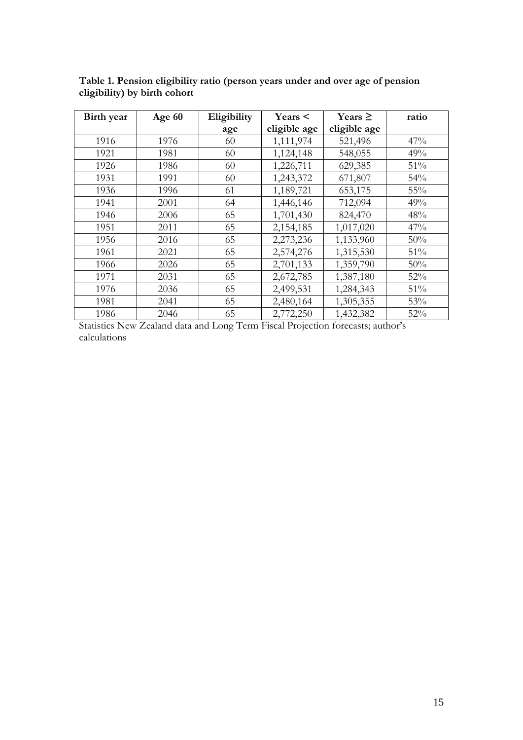**Table 1. Pension eligibility ratio (person years under and over age of pension eligibility) by birth cohort**

| Birth year | Age 60 | Eligibility age | Years < eligible age | Years ≥ eligible age | ratio |
|---|---|---|---|---|---|
| 1916 | 1976 | 60 | 1,111,974 | 521,496 | 47% |
| 1921 | 1981 | 60 | 1,124,148 | 548,055 | 49% |
| 1926 | 1986 | 60 | 1,226,711 | 629,385 | 51% |
| 1931 | 1991 | 60 | 1,243,372 | 671,807 | 54% |
| 1936 | 1996 | 61 | 1,189,721 | 653,175 | 55% |
| 1941 | 2001 | 64 | 1,446,146 | 712,094 | 49% |
| 1946 | 2006 | 65 | 1,701,430 | 824,470 | 48% |
| 1951 | 2011 | 65 | 2,154,185 | 1,017,020 | 47% |
| 1956 | 2016 | 65 | 2,273,236 | 1,133,960 | 50% |
| 1961 | 2021 | 65 | 2,574,276 | 1,315,530 | 51% |
| 1966 | 2026 | 65 | 2,701,133 | 1,359,790 | 50% |
| 1971 | 2031 | 65 | 2,672,785 | 1,387,180 | 52% |
| 1976 | 2036 | 65 | 2,499,531 | 1,284,343 | 51% |
| 1981 | 2041 | 65 | 2,480,164 | 1,305,355 | 53% |
| 1986 | 2046 | 65 | 2,772,250 | 1,432,382 | 52% |

Statistics New Zealand data and Long Term Fiscal Projection forecasts; author's calculations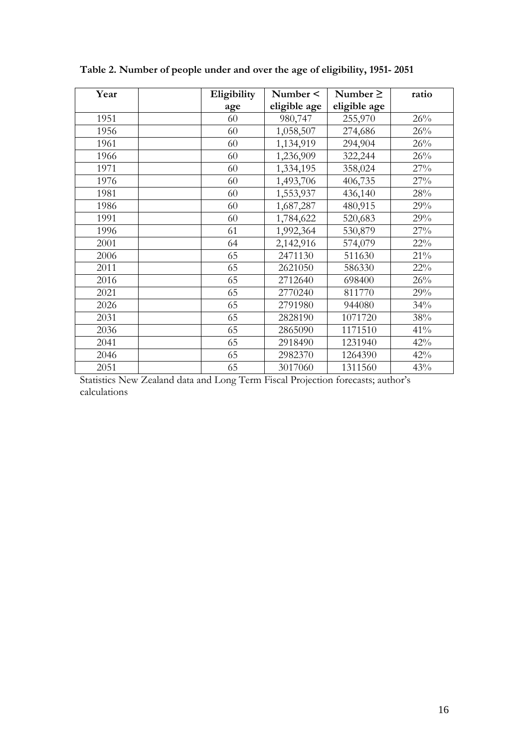**Table 2. Number of people under and over the age of eligibility, 1951- 2051**

| Year | | Eligibility age | Number < eligible age | Number ≥ eligible age | ratio |
|---|---|---|---|---|---|
| 1951 | | 60 | 980,747 | 255,970 | 26% |
| 1956 | | 60 | 1,058,507 | 274,686 | 26% |
| 1961 | | 60 | 1,134,919 | 294,904 | 26% |
| 1966 | | 60 | 1,236,909 | 322,244 | 26% |
| 1971 | | 60 | 1,334,195 | 358,024 | 27% |
| 1976 | | 60 | 1,493,706 | 406,735 | 27% |
| 1981 | | 60 | 1,553,937 | 436,140 | 28% |
| 1986 | | 60 | 1,687,287 | 480,915 | 29% |
| 1991 | | 60 | 1,784,622 | 520,683 | 29% |
| 1996 | | 61 | 1,992,364 | 530,879 | 27% |
| 2001 | | 64 | 2,142,916 | 574,079 | 22% |
| 2006 | | 65 | 2471130 | 511630 | 21% |
| 2011 | | 65 | 2621050 | 586330 | 22% |
| 2016 | | 65 | 2712640 | 698400 | 26% |
| 2021 | | 65 | 2770240 | 811770 | 29% |
| 2026 | | 65 | 2791980 | 944080 | 34% |
| 2031 | | 65 | 2828190 | 1071720 | 38% |
| 2036 | | 65 | 2865090 | 1171510 | 41% |
| 2041 | | 65 | 2918490 | 1231940 | 42% |
| 2046 | | 65 | 2982370 | 1264390 | 42% |
| 2051 | | 65 | 3017060 | 1311560 | 43% |

Statistics New Zealand data and Long Term Fiscal Projection forecasts; author's calculations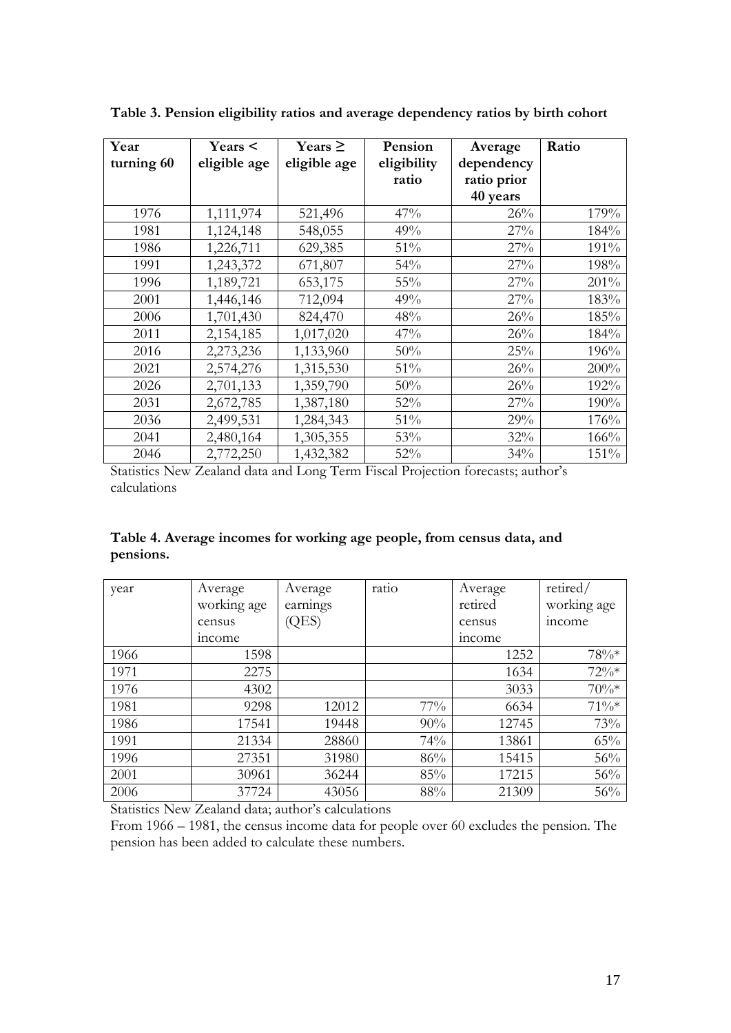**Table 3. Pension eligibility ratios and average dependency ratios by birth cohort**

| Year turning 60 | Years < eligible age | Years ≥ eligible age | Pension eligibility ratio | Average dependency ratio prior 40 years | Ratio |
|---|---|---|---|---|---|
| 1976 | 1,111,974 | 521,496 | 47% | 26% | 179% |
| 1981 | 1,124,148 | 548,055 | 49% | 27% | 184% |
| 1986 | 1,226,711 | 629,385 | 51% | 27% | 191% |
| 1991 | 1,243,372 | 671,807 | 54% | 27% | 198% |
| 1996 | 1,189,721 | 653,175 | 55% | 27% | 201% |
| 2001 | 1,446,146 | 712,094 | 49% | 27% | 183% |
| 2006 | 1,701,430 | 824,470 | 48% | 26% | 185% |
| 2011 | 2,154,185 | 1,017,020 | 47% | 26% | 184% |
| 2016 | 2,273,236 | 1,133,960 | 50% | 25% | 196% |
| 2021 | 2,574,276 | 1,315,530 | 51% | 26% | 200% |
| 2026 | 2,701,133 | 1,359,790 | 50% | 26% | 192% |
| 2031 | 2,672,785 | 1,387,180 | 52% | 27% | 190% |
| 2036 | 2,499,531 | 1,284,343 | 51% | 29% | 176% |
| 2041 | 2,480,164 | 1,305,355 | 53% | 32% | 166% |
| 2046 | 2,772,250 | 1,432,382 | 52% | 34% | 151% |

Statistics New Zealand data and Long Term Fiscal Projection forecasts; author's calculations

**Table 4. Average incomes for working age people, from census data, and pensions.**

| year | Average working age census income | Average earnings (QES) | ratio | Average retired census income | retired/ working age income |
|---|---|---|---|---|---|
| 1966 | 1598 | | | 1252 | 78%* |
| 1971 | 2275 | | | 1634 | 72%* |
| 1976 | 4302 | | | 3033 | 70%* |
| 1981 | 9298 | 12012 | 77% | 6634 | 71%* |
| 1986 | 17541 | 19448 | 90% | 12745 | 73% |
| 1991 | 21334 | 28860 | 74% | 13861 | 65% |
| 1996 | 27351 | 31980 | 86% | 15415 | 56% |
| 2001 | 30961 | 36244 | 85% | 17215 | 56% |
| 2006 | 37724 | 43056 | 88% | 21309 | 56% |

Statistics New Zealand data; author's calculations

From 1966 – 1981, the census income data for people over 60 excludes the pension. The pension has been added to calculate these numbers.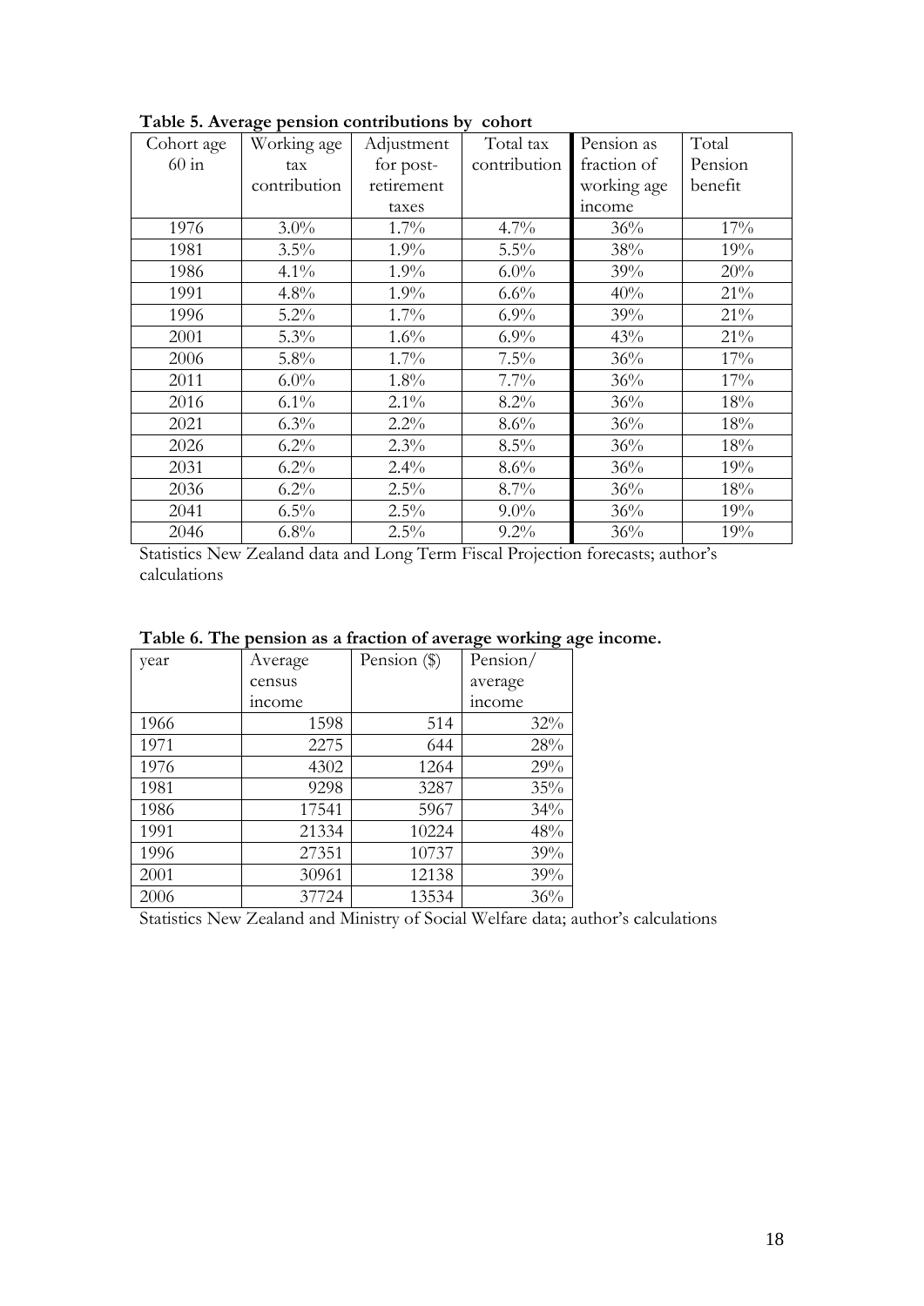**Table 5. Average pension contributions by cohort**

| Cohort age 60 in | Working age tax contribution | Adjustment for post-retirement taxes | Total tax contribution | Pension as fraction of working age income | Total Pension benefit |
|---|---|---|---|---|---|
| 1976 | 3.0% | 1.7% | 4.7% | 36% | 17% |
| 1981 | 3.5% | 1.9% | 5.5% | 38% | 19% |
| 1986 | 4.1% | 1.9% | 6.0% | 39% | 20% |
| 1991 | 4.8% | 1.9% | 6.6% | 40% | 21% |
| 1996 | 5.2% | 1.7% | 6.9% | 39% | 21% |
| 2001 | 5.3% | 1.6% | 6.9% | 43% | 21% |
| 2006 | 5.8% | 1.7% | 7.5% | 36% | 17% |
| 2011 | 6.0% | 1.8% | 7.7% | 36% | 17% |
| 2016 | 6.1% | 2.1% | 8.2% | 36% | 18% |
| 2021 | 6.3% | 2.2% | 8.6% | 36% | 18% |
| 2026 | 6.2% | 2.3% | 8.5% | 36% | 18% |
| 2031 | 6.2% | 2.4% | 8.6% | 36% | 19% |
| 2036 | 6.2% | 2.5% | 8.7% | 36% | 18% |
| 2041 | 6.5% | 2.5% | 9.0% | 36% | 19% |
| 2046 | 6.8% | 2.5% | 9.2% | 36% | 19% |

Statistics New Zealand data and Long Term Fiscal Projection forecasts; author's calculations

**Table 6. The pension as a fraction of average working age income.**

| year | Average census income | Pension ($) | Pension/ average income |
|---|---|---|---|
| 1966 | 1598 | 514 | 32% |
| 1971 | 2275 | 644 | 28% |
| 1976 | 4302 | 1264 | 29% |
| 1981 | 9298 | 3287 | 35% |
| 1986 | 17541 | 5967 | 34% |
| 1991 | 21334 | 10224 | 48% |
| 1996 | 27351 | 10737 | 39% |
| 2001 | 30961 | 12138 | 39% |
| 2006 | 37724 | 13534 | 36% |

Statistics New Zealand and Ministry of Social Welfare data; author's calculations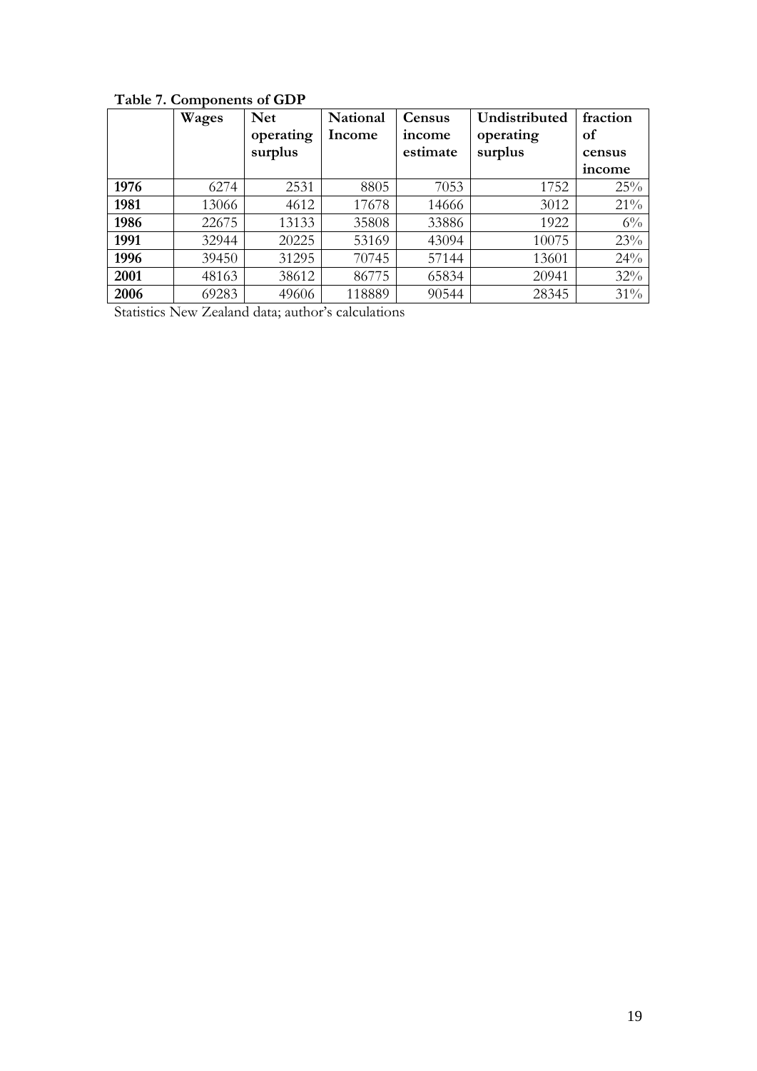**Table 7. Components of GDP**

| | Wages | Net operating surplus | National Income | Census income estimate | Undistributed operating surplus | fraction of census income |
|---|---|---|---|---|---|---|
| **1976** | 6274 | 2531 | 8805 | 7053 | 1752 | 25% |
| **1981** | 13066 | 4612 | 17678 | 14666 | 3012 | 21% |
| **1986** | 22675 | 13133 | 35808 | 33886 | 1922 | 6% |
| **1991** | 32944 | 20225 | 53169 | 43094 | 10075 | 23% |
| **1996** | 39450 | 31295 | 70745 | 57144 | 13601 | 24% |
| **2001** | 48163 | 38612 | 86775 | 65834 | 20941 | 32% |
| **2006** | 69283 | 49606 | 118889 | 90544 | 28345 | 31% |

Statistics New Zealand data; author's calculations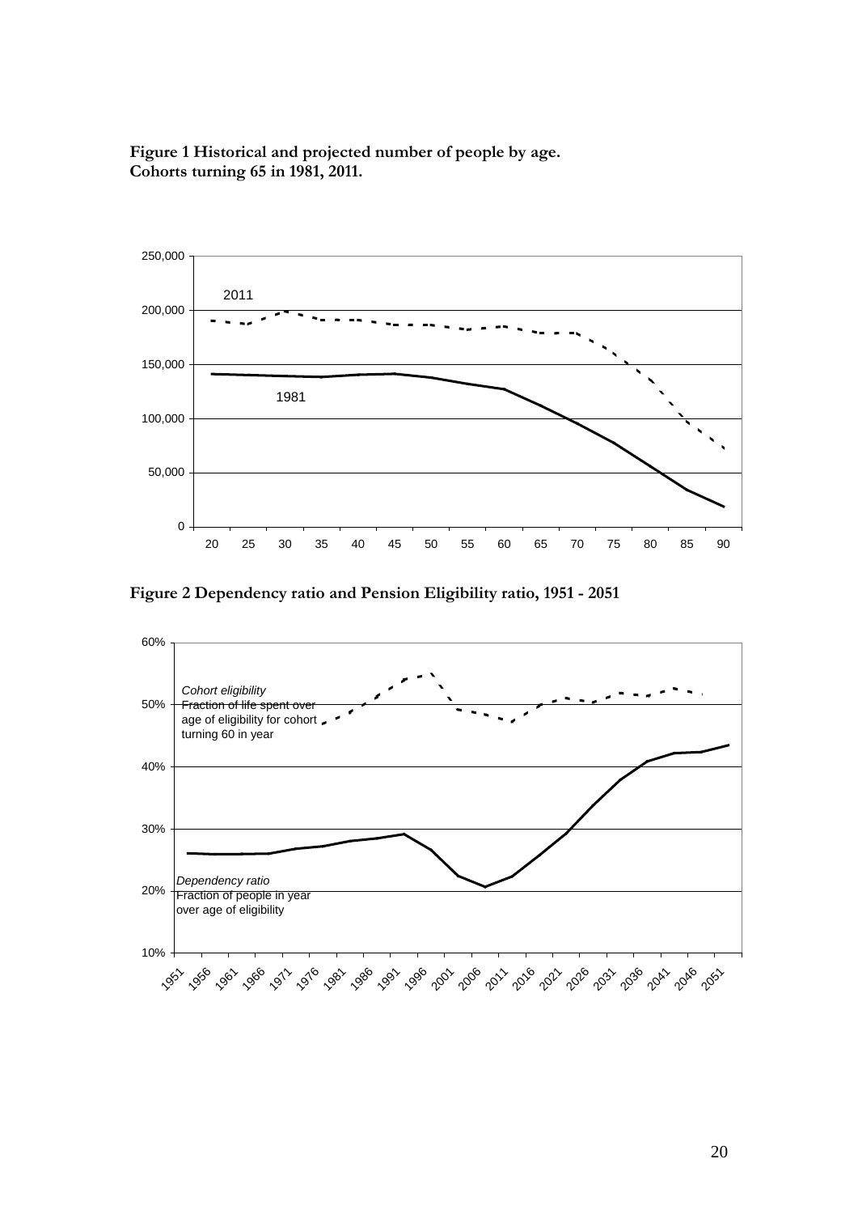**Figure 1 Historical and projected number of people by age. Cohorts turning 65 in 1981, 2011.**

**Figure 2 Dependency ratio and Pension Eligibility ratio, 1951 - 2051**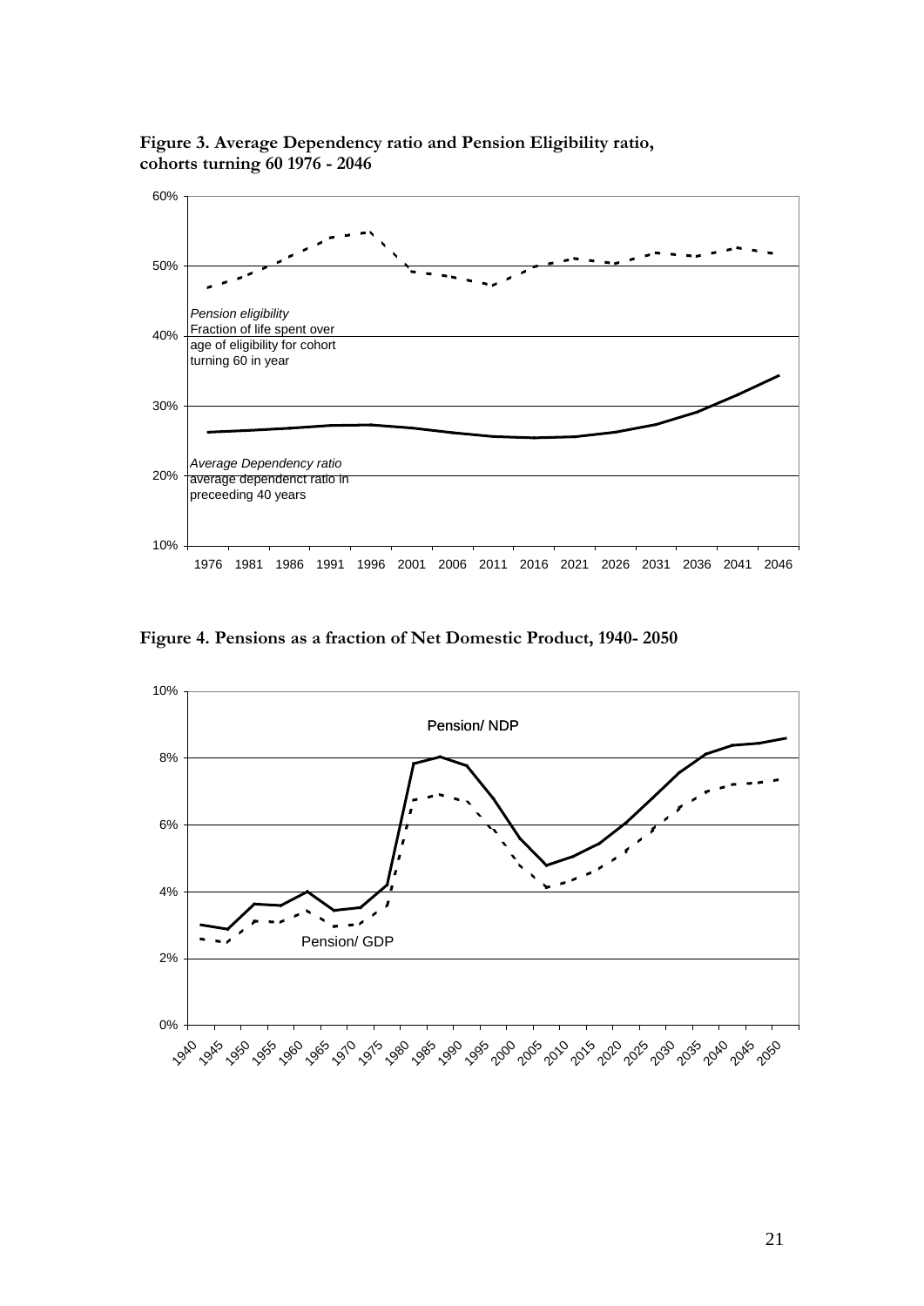**Figure 3. Average Dependency ratio and Pension Eligibility ratio, cohorts turning 60 1976 - 2046**

*Pension eligibility*
Fraction of life spent over age of eligibility for cohort turning 60 in year

*Average Dependency ratio*
average dependenct ratio in preceeding 40 years

**Figure 4. Pensions as a fraction of Net Domestic Product, 1940- 2050**

Pension/ NDP

Pension/ GDP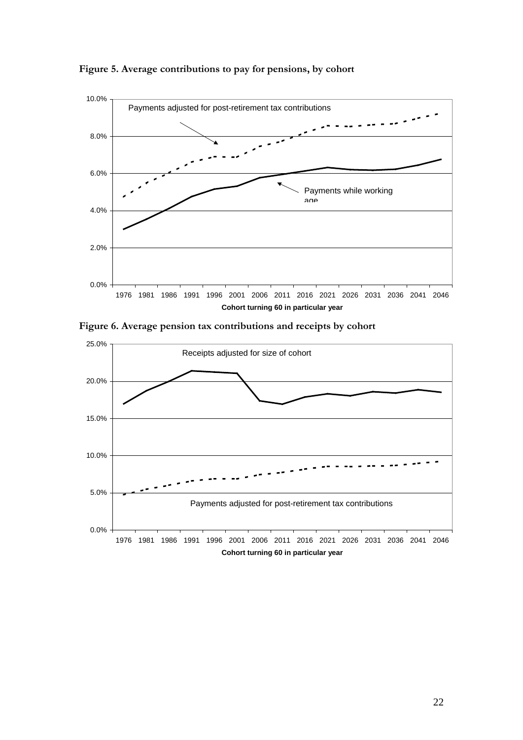**Figure 5. Average contributions to pay for pensions, by cohort**

10.0%
8.0%
6.0%
4.0%
2.0%
0.0%

Payments adjusted for post-retirement tax contributions

Payments while working age

1976 1981 1986 1991 1996 2001 2006 2011 2016 2021 2026 2031 2036 2041 2046

Cohort turning 60 in particular year

**Figure 6. Average pension tax contributions and receipts by cohort**

25.0%
20.0%
15.0%
10.0%
5.0%
0.0%

Receipts adjusted for size of cohort

Payments adjusted for post-retirement tax contributions

1976 1981 1986 1991 1996 2001 2006 2011 2016 2021 2026 2031 2036 2041 2046

Cohort turning 60 in particular year